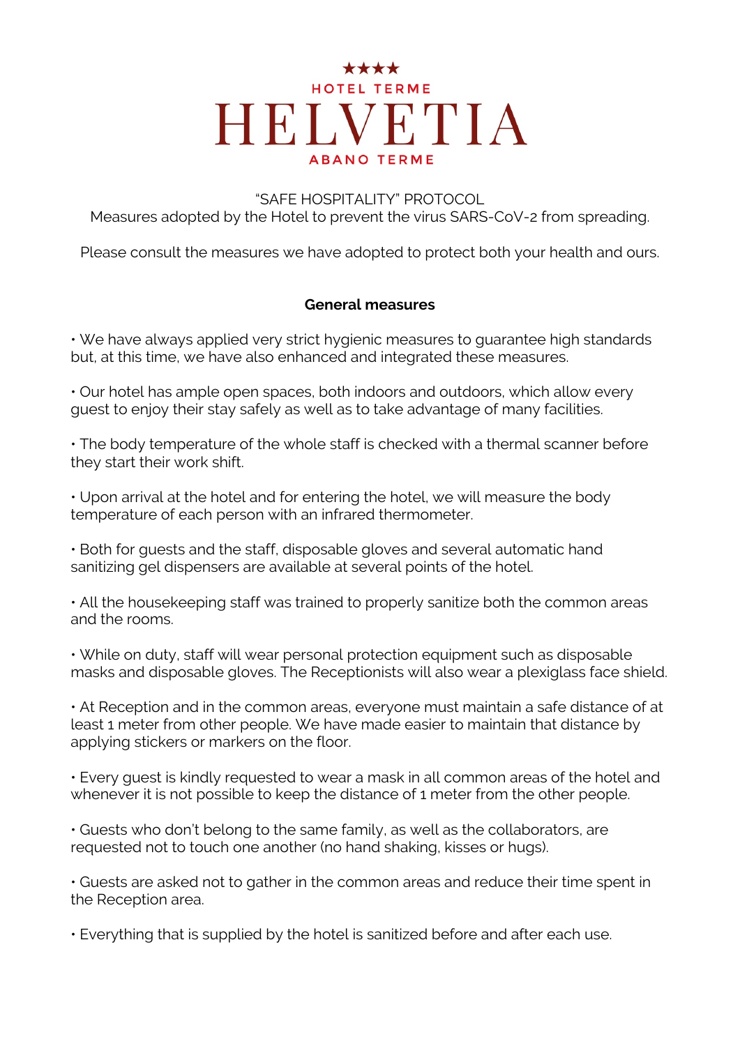★★★★

HOTEL TERME

# HELVETIA

ABANO TERME

"SAFE HOSPITALITY" PROTOCOL
Measures adopted by the Hotel to prevent the virus SARS-CoV-2 from spreading.

Please consult the measures we have adopted to protect both your health and ours.

## General measures

• We have always applied very strict hygienic measures to guarantee high standards but, at this time, we have also enhanced and integrated these measures.

• Our hotel has ample open spaces, both indoors and outdoors, which allow every guest to enjoy their stay safely as well as to take advantage of many facilities.

• The body temperature of the whole staff is checked with a thermal scanner before they start their work shift.

• Upon arrival at the hotel and for entering the hotel, we will measure the body temperature of each person with an infrared thermometer.

• Both for guests and the staff, disposable gloves and several automatic hand sanitizing gel dispensers are available at several points of the hotel.

• All the housekeeping staff was trained to properly sanitize both the common areas and the rooms.

• While on duty, staff will wear personal protection equipment such as disposable masks and disposable gloves. The Receptionists will also wear a plexiglass face shield.

• At Reception and in the common areas, everyone must maintain a safe distance of at least 1 meter from other people. We have made easier to maintain that distance by applying stickers or markers on the floor.

• Every guest is kindly requested to wear a mask in all common areas of the hotel and whenever it is not possible to keep the distance of 1 meter from the other people.

• Guests who don't belong to the same family, as well as the collaborators, are requested not to touch one another (no hand shaking, kisses or hugs).

• Guests are asked not to gather in the common areas and reduce their time spent in the Reception area.

• Everything that is supplied by the hotel is sanitized before and after each use.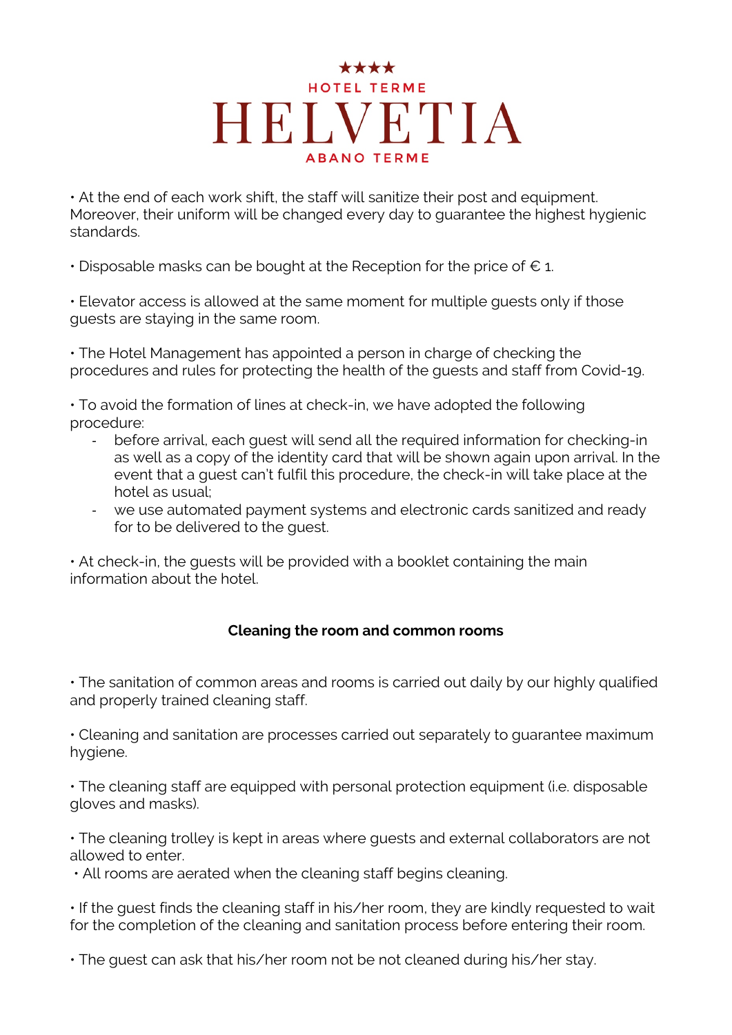• At the end of each work shift, the staff will sanitize their post and equipment. Moreover, their uniform will be changed every day to guarantee the highest hygienic standards.

• Disposable masks can be bought at the Reception for the price of € 1.

• Elevator access is allowed at the same moment for multiple guests only if those guests are staying in the same room.

• The Hotel Management has appointed a person in charge of checking the procedures and rules for protecting the health of the guests and staff from Covid-19.

• To avoid the formation of lines at check-in, we have adopted the following procedure:

- before arrival, each guest will send all the required information for checking-in as well as a copy of the identity card that will be shown again upon arrival. In the event that a guest can't fulfil this procedure, the check-in will take place at the hotel as usual;
- we use automated payment systems and electronic cards sanitized and ready for to be delivered to the guest.

• At check-in, the guests will be provided with a booklet containing the main information about the hotel.

**Cleaning the room and common rooms**

• The sanitation of common areas and rooms is carried out daily by our highly qualified and properly trained cleaning staff.

• Cleaning and sanitation are processes carried out separately to guarantee maximum hygiene.

• The cleaning staff are equipped with personal protection equipment (i.e. disposable gloves and masks).

• The cleaning trolley is kept in areas where guests and external collaborators are not allowed to enter.
• All rooms are aerated when the cleaning staff begins cleaning.

• If the guest finds the cleaning staff in his/her room, they are kindly requested to wait for the completion of the cleaning and sanitation process before entering their room.

• The guest can ask that his/her room not be not cleaned during his/her stay.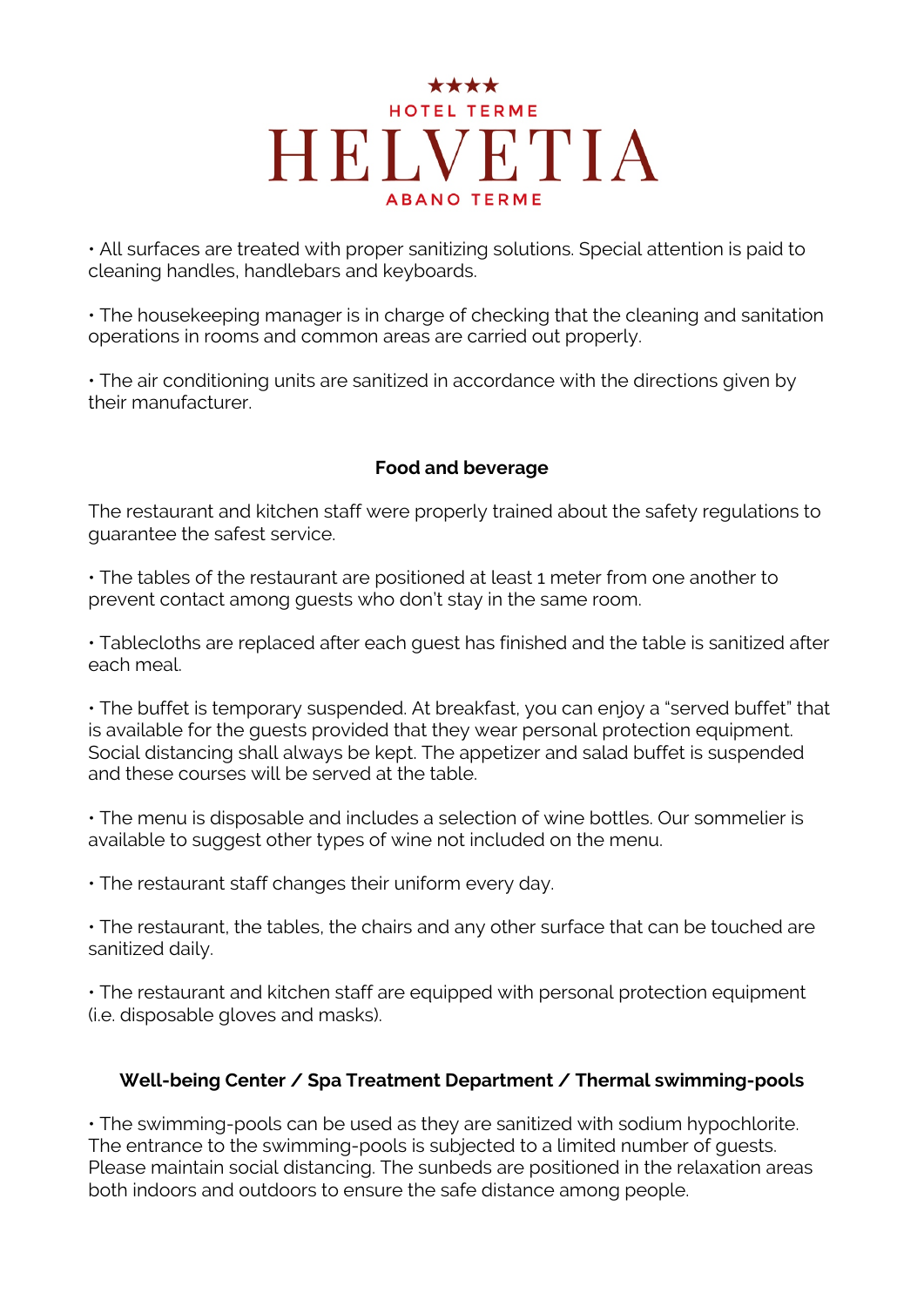• All surfaces are treated with proper sanitizing solutions. Special attention is paid to cleaning handles, handlebars and keyboards.

• The housekeeping manager is in charge of checking that the cleaning and sanitation operations in rooms and common areas are carried out properly.

• The air conditioning units are sanitized in accordance with the directions given by their manufacturer.

## Food and beverage

The restaurant and kitchen staff were properly trained about the safety regulations to guarantee the safest service.

• The tables of the restaurant are positioned at least 1 meter from one another to prevent contact among guests who don't stay in the same room.

• Tablecloths are replaced after each guest has finished and the table is sanitized after each meal.

• The buffet is temporary suspended. At breakfast, you can enjoy a "served buffet" that is available for the guests provided that they wear personal protection equipment. Social distancing shall always be kept. The appetizer and salad buffet is suspended and these courses will be served at the table.

• The menu is disposable and includes a selection of wine bottles. Our sommelier is available to suggest other types of wine not included on the menu.

• The restaurant staff changes their uniform every day.

• The restaurant, the tables, the chairs and any other surface that can be touched are sanitized daily.

• The restaurant and kitchen staff are equipped with personal protection equipment (i.e. disposable gloves and masks).

## Well-being Center / Spa Treatment Department / Thermal swimming-pools

• The swimming-pools can be used as they are sanitized with sodium hypochlorite. The entrance to the swimming-pools is subjected to a limited number of guests. Please maintain social distancing. The sunbeds are positioned in the relaxation areas both indoors and outdoors to ensure the safe distance among people.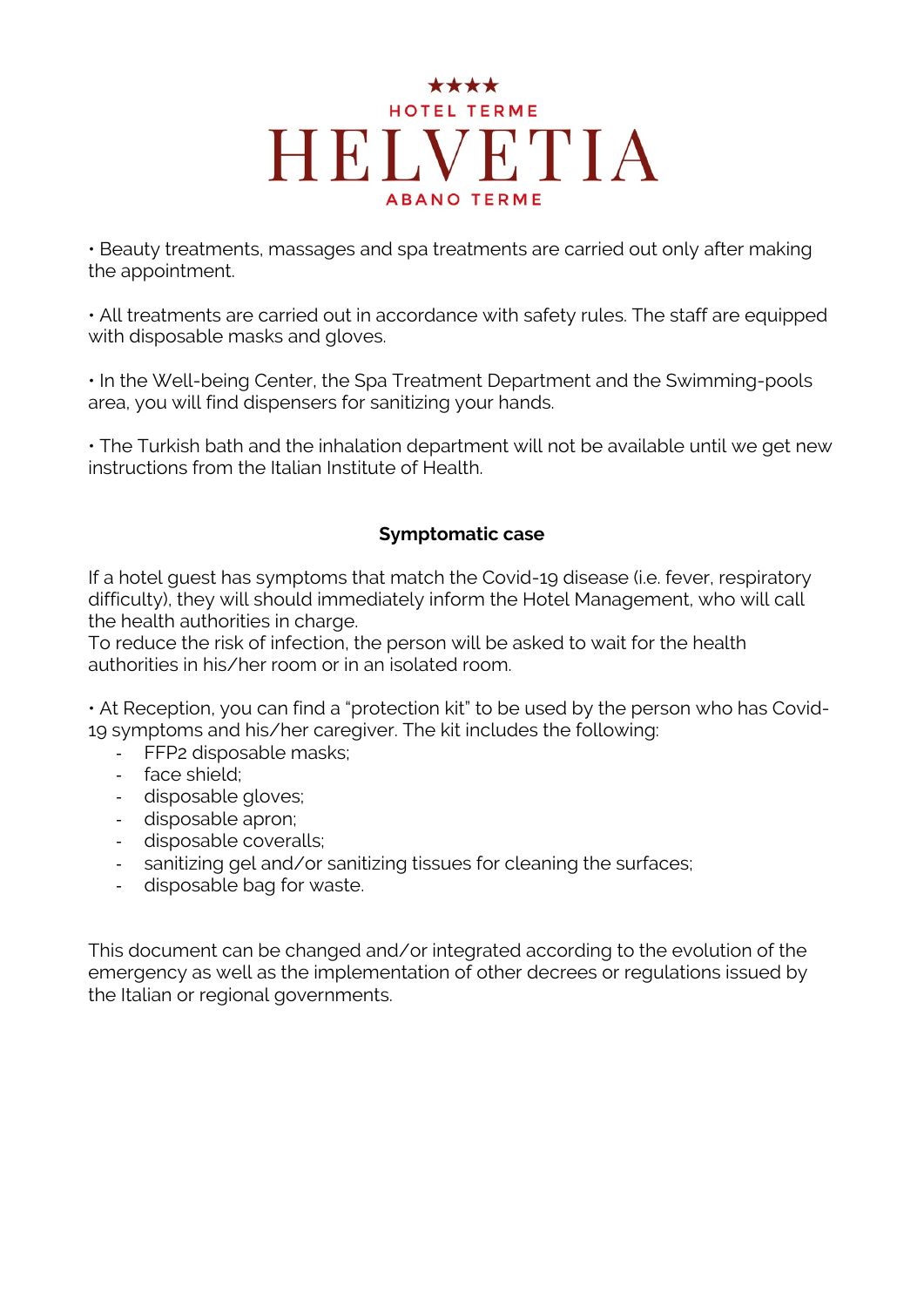★★★★
HOTEL TERME
# HELVETIA
ABANO TERME

• Beauty treatments, massages and spa treatments are carried out only after making the appointment.

• All treatments are carried out in accordance with safety rules. The staff are equipped with disposable masks and gloves.

• In the Well-being Center, the Spa Treatment Department and the Swimming-pools area, you will find dispensers for sanitizing your hands.

• The Turkish bath and the inhalation department will not be available until we get new instructions from the Italian Institute of Health.

## Symptomatic case

If a hotel guest has symptoms that match the Covid-19 disease (i.e. fever, respiratory difficulty), they will should immediately inform the Hotel Management, who will call the health authorities in charge.
To reduce the risk of infection, the person will be asked to wait for the health authorities in his/her room or in an isolated room.

• At Reception, you can find a "protection kit" to be used by the person who has Covid-19 symptoms and his/her caregiver. The kit includes the following:

- FFP2 disposable masks;
- face shield;
- disposable gloves;
- disposable apron;
- disposable coveralls;
- sanitizing gel and/or sanitizing tissues for cleaning the surfaces;
- disposable bag for waste.

This document can be changed and/or integrated according to the evolution of the emergency as well as the implementation of other decrees or regulations issued by the Italian or regional governments.